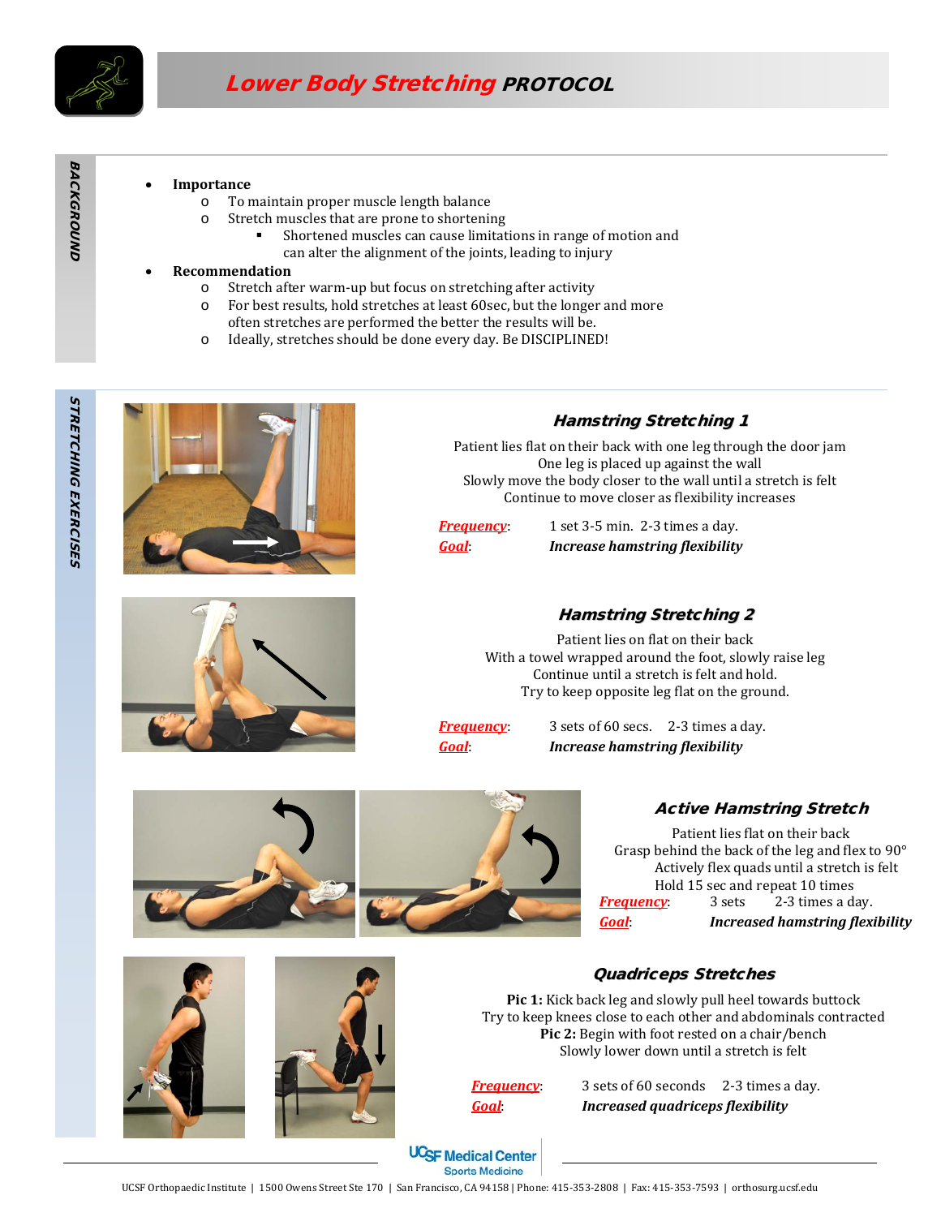# *Lower Body Stretching* PROTOCOL

## BACKGROUND

- **Importance**
  - To maintain proper muscle length balance
  - Stretch muscles that are prone to shortening
    - Shortened muscles can cause limitations in range of motion and can alter the alignment of the joints, leading to injury
- **Recommendation**
  - Stretch after warm-up but focus on stretching after activity
  - For best results, hold stretches at least 60sec, but the longer and more often stretches are performed the better the results will be.
  - Ideally, stretches should be done every day. Be DISCIPLINED!

## STRETCHING EXERCISES

### *Hamstring Stretching 1*

Patient lies flat on their back with one leg through the door jam
One leg is placed up against the wall
Slowly move the body closer to the wall until a stretch is felt
Continue to move closer as flexibility increases

***Frequency***: 1 set 3-5 min. 2-3 times a day.
***Goal***: ***Increase hamstring flexibility***

### *Hamstring Stretching 2*

Patient lies on flat on their back
With a towel wrapped around the foot, slowly raise leg
Continue until a stretch is felt and hold.
Try to keep opposite leg flat on the ground.

***Frequency***: 3 sets of 60 secs. 2-3 times a day.
***Goal***: ***Increase hamstring flexibility***

### *Active Hamstring Stretch*

Patient lies flat on their back
Grasp behind the back of the leg and flex to 90°
Actively flex quads until a stretch is felt
Hold 15 sec and repeat 10 times

***Frequency***: 3 sets 2-3 times a day.
***Goal***: ***Increased hamstring flexibility***

### *Quadriceps Stretches*

**Pic 1:** Kick back leg and slowly pull heel towards buttock
Try to keep knees close to each other and abdominals contracted
**Pic 2:** Begin with foot rested on a chair/bench
Slowly lower down until a stretch is felt

***Frequency***: 3 sets of 60 seconds 2-3 times a day.
***Goal***: ***Increased quadriceps flexibility***

UCSF Medical Center
Sports Medicine

UCSF Orthopaedic Institute | 1500 Owens Street Ste 170 | San Francisco, CA 94158 | Phone: 415-353-2808 | Fax: 415-353-7593 | orthosurg.ucsf.edu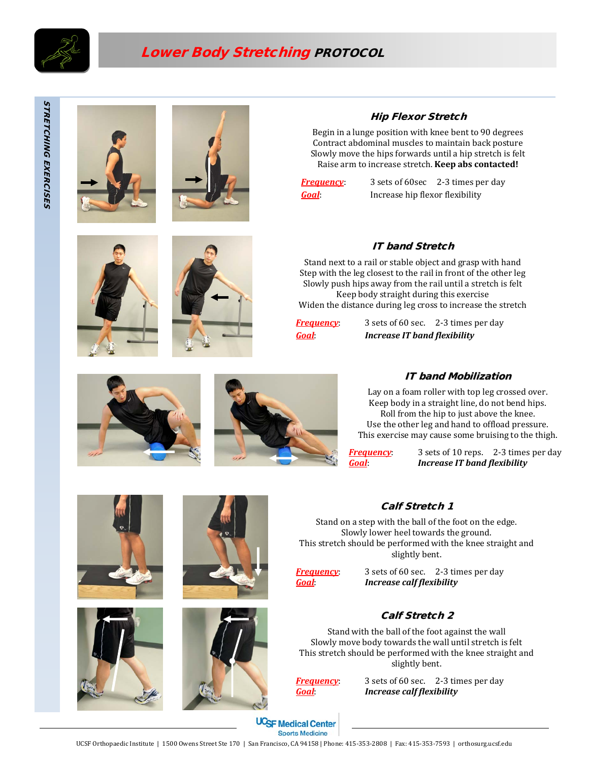# Lower Body Stretching PROTOCOL

STRETCHING EXERCISES

### Hip Flexor Stretch

Begin in a lunge position with knee bent to 90 degrees
Contract abdominal muscles to maintain back posture
Slowly move the hips forwards until a hip stretch is felt
Raise arm to increase stretch. **Keep abs contacted!**

**Frequency**: 3 sets of 60sec 2-3 times per day
**Goal**: Increase hip flexor flexibility

### IT band Stretch

Stand next to a rail or stable object and grasp with hand
Step with the leg closest to the rail in front of the other leg
Slowly push hips away from the rail until a stretch is felt
Keep body straight during this exercise
Widen the distance during leg cross to increase the stretch

**Frequency**: 3 sets of 60 sec. 2-3 times per day
**Goal**: *Increase IT band flexibility*

### IT band Mobilization

Lay on a foam roller with top leg crossed over.
Keep body in a straight line, do not bend hips.
Roll from the hip to just above the knee.
Use the other leg and hand to offload pressure.
This exercise may cause some bruising to the thigh.

**Frequency**: 3 sets of 10 reps. 2-3 times per day
**Goal**: *Increase IT band flexibility*

### Calf Stretch 1

Stand on a step with the ball of the foot on the edge.
Slowly lower heel towards the ground.
This stretch should be performed with the knee straight and slightly bent.

**Frequency**: 3 sets of 60 sec. 2-3 times per day
**Goal**: *Increase calf flexibility*

### Calf Stretch 2

Stand with the ball of the foot against the wall
Slowly move body towards the wall until stretch is felt
This stretch should be performed with the knee straight and slightly bent.

**Frequency**: 3 sets of 60 sec. 2-3 times per day
**Goal**: *Increase calf flexibility*

UCSF Medical Center
Sports Medicine

UCSF Orthopaedic Institute | 1500 Owens Street Ste 170 | San Francisco, CA 94158 | Phone: 415-353-2808 | Fax: 415-353-7593 | orthosurg.ucsf.edu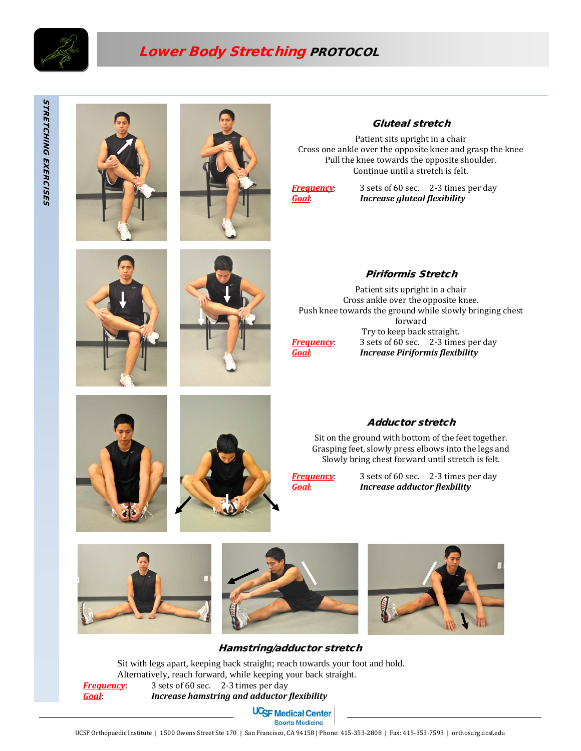# *Lower Body Stretching* PROTOCOL

STRETCHING EXERCISES

### *Gluteal stretch*

Patient sits upright in a chair
Cross one ankle over the opposite knee and grasp the knee
Pull the knee towards the opposite shoulder.
Continue until a stretch is felt.

***Frequency***: 3 sets of 60 sec. 2-3 times per day
***Goal***: ***Increase gluteal flexibility***

### *Piriformis Stretch*

Patient sits upright in a chair
Cross ankle over the opposite knee.
Push knee towards the ground while slowly bringing chest forward
Try to keep back straight.

***Frequency***: 3 sets of 60 sec. 2-3 times per day
***Goal***: ***Increase Piriformis flexibility***

### *Adductor stretch*

Sit on the ground with bottom of the feet together.
Grasping feet, slowly press elbows into the legs and
Slowly bring chest forward until stretch is felt.

***Frequency***: 3 sets of 60 sec. 2-3 times per day
***Goal***: ***Increase adductor flexbility***

### *Hamstring/adductor stretch*

Sit with legs apart, keeping back straight; reach towards your foot and hold.
Alternatively, reach forward, while keeping your back straight.

***Frequency***: 3 sets of 60 sec. 2-3 times per day
***Goal***: ***Increase hamstring and adductor flexibility***

UCSF Medical Center
Sports Medicine

UCSF Orthopaedic Institute | 1500 Owens Street Ste 170 | San Francisco, CA 94158 | Phone: 415-353-2808 | Fax: 415-353-7593 | orthosurg.ucsf.edu